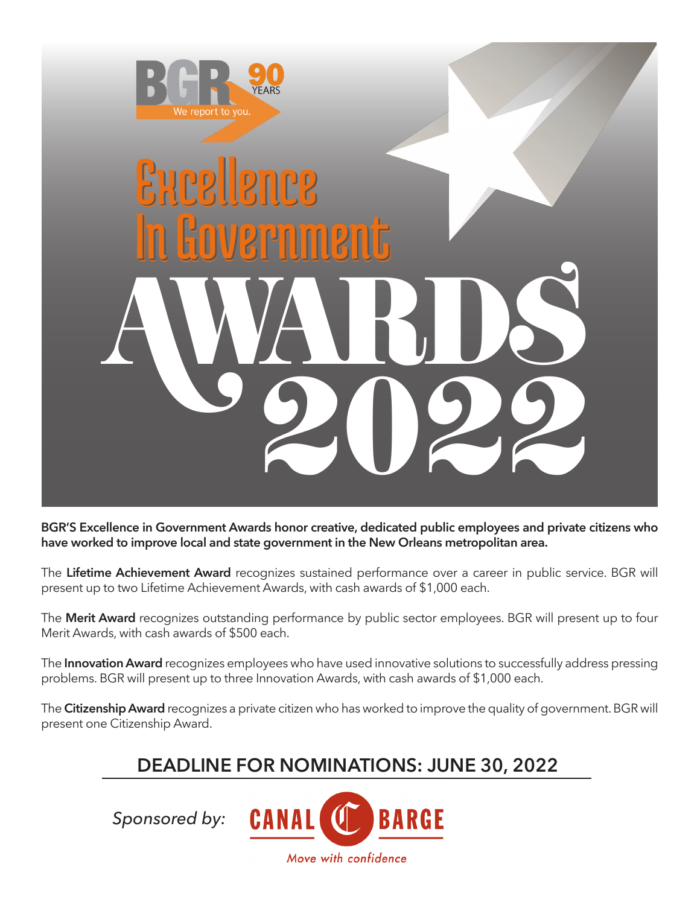BGR 90 YEARS

We report to you.

# Excellence In Government AWARDS 2022

**BGR'S Excellence in Government Awards honor creative, dedicated public employees and private citizens who have worked to improve local and state government in the New Orleans metropolitan area.**

The **Lifetime Achievement Award** recognizes sustained performance over a career in public service. BGR will present up to two Lifetime Achievement Awards, with cash awards of $1,000 each.

The **Merit Award** recognizes outstanding performance by public sector employees. BGR will present up to four Merit Awards, with cash awards of $500 each.

The **Innovation Award** recognizes employees who have used innovative solutions to successfully address pressing problems. BGR will present up to three Innovation Awards, with cash awards of $1,000 each.

The **Citizenship Award** recognizes a private citizen who has worked to improve the quality of government. BGR will present one Citizenship Award.

## DEADLINE FOR NOMINATIONS: JUNE 30, 2022

*Sponsored by:* CANAL BARGE

*Move with confidence*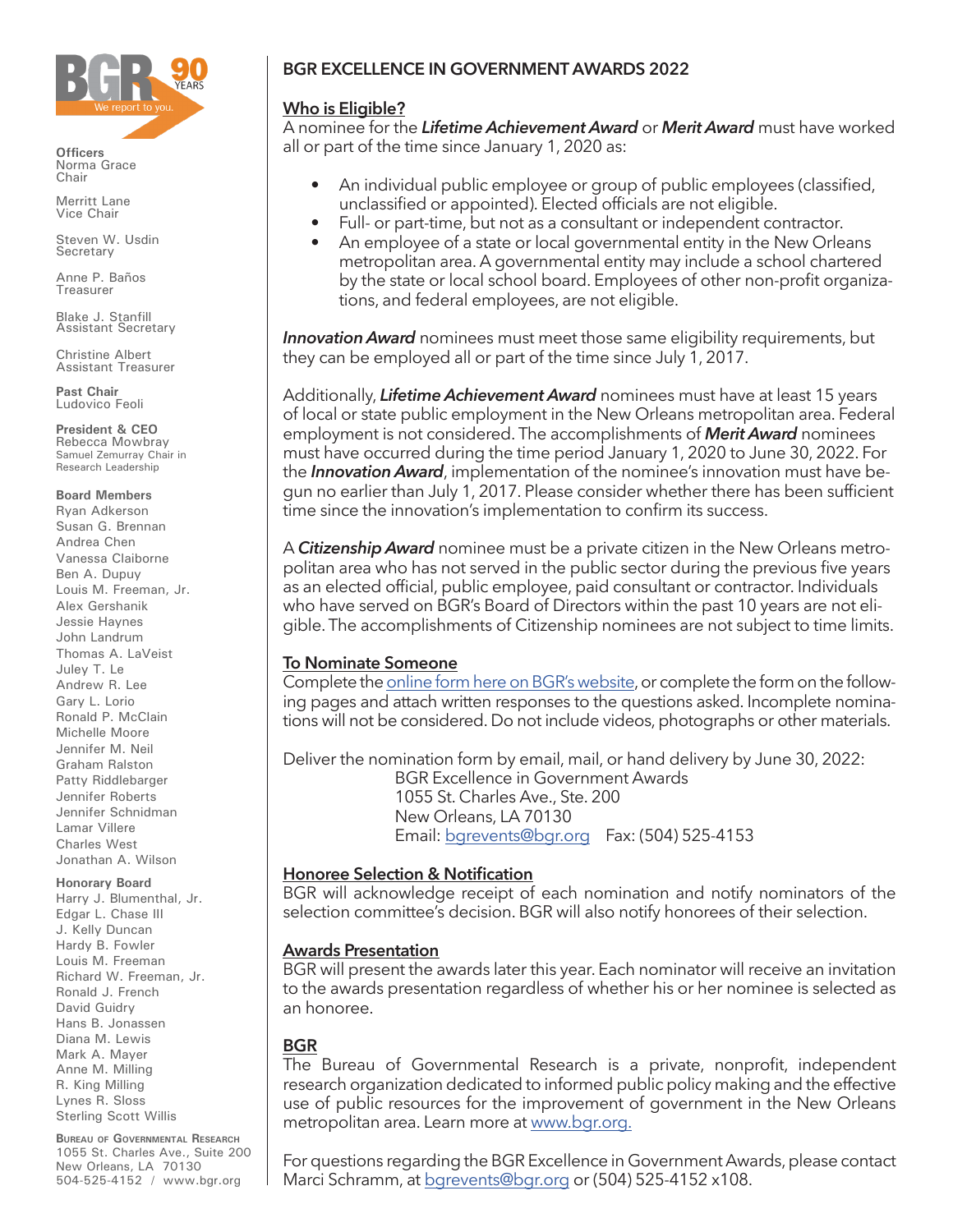**Officers**
Norma Grace
Chair

Merritt Lane
Vice Chair

Steven W. Usdin
Secretary

Anne P. Baños
Treasurer

Blake J. Stanfill
Assistant Secretary

Christine Albert
Assistant Treasurer

**Past Chair**
Ludovico Feoli

**President & CEO**
Rebecca Mowbray
Samuel Zemurray Chair in Research Leadership

**Board Members**
Ryan Adkerson
Susan G. Brennan
Andrea Chen
Vanessa Claiborne
Ben A. Dupuy
Louis M. Freeman, Jr.
Alex Gershanik
Jessie Haynes
John Landrum
Thomas A. LaVeist
Juley T. Le
Andrew R. Lee
Gary L. Lorio
Ronald P. McClain
Michelle Moore
Jennifer M. Neil
Graham Ralston
Patty Riddlebarger
Jennifer Roberts
Jennifer Schnidman
Lamar Villere
Charles West
Jonathan A. Wilson

**Honorary Board**
Harry J. Blumenthal, Jr.
Edgar L. Chase III
J. Kelly Duncan
Hardy B. Fowler
Louis M. Freeman
Richard W. Freeman, Jr.
Ronald J. French
David Guidry
Hans B. Jonassen
Diana M. Lewis
Mark A. Mayer
Anne M. Milling
R. King Milling
Lynes R. Sloss
Sterling Scott Willis

**Bureau of Governmental Research**
1055 St. Charles Ave., Suite 200
New Orleans, LA 70130
504-525-4152 / www.bgr.org

# BGR EXCELLENCE IN GOVERNMENT AWARDS 2022

## Who is Eligible?

A nominee for the ***Lifetime Achievement Award*** or ***Merit Award*** must have worked all or part of the time since January 1, 2020 as:

- An individual public employee or group of public employees (classified, unclassified or appointed). Elected officials are not eligible.
- Full- or part-time, but not as a consultant or independent contractor.
- An employee of a state or local governmental entity in the New Orleans metropolitan area. A governmental entity may include a school chartered by the state or local school board. Employees of other non-profit organizations, and federal employees, are not eligible.

***Innovation Award*** nominees must meet those same eligibility requirements, but they can be employed all or part of the time since July 1, 2017.

Additionally, ***Lifetime Achievement Award*** nominees must have at least 15 years of local or state public employment in the New Orleans metropolitan area. Federal employment is not considered. The accomplishments of ***Merit Award*** nominees must have occurred during the time period January 1, 2020 to June 30, 2022. For the ***Innovation Award***, implementation of the nominee's innovation must have begun no earlier than July 1, 2017. Please consider whether there has been sufficient time since the innovation's implementation to confirm its success.

A ***Citizenship Award*** nominee must be a private citizen in the New Orleans metropolitan area who has not served in the public sector during the previous five years as an elected official, public employee, paid consultant or contractor. Individuals who have served on BGR's Board of Directors within the past 10 years are not eligible. The accomplishments of Citizenship nominees are not subject to time limits.

## To Nominate Someone

Complete the online form here on BGR's website, or complete the form on the following pages and attach written responses to the questions asked. Incomplete nominations will not be considered. Do not include videos, photographs or other materials.

Deliver the nomination form by email, mail, or hand delivery by June 30, 2022:

BGR Excellence in Government Awards
1055 St. Charles Ave., Ste. 200
New Orleans, LA 70130
Email: bgrevents@bgr.org   Fax: (504) 525-4153

## Honoree Selection & Notification

BGR will acknowledge receipt of each nomination and notify nominators of the selection committee's decision. BGR will also notify honorees of their selection.

## Awards Presentation

BGR will present the awards later this year. Each nominator will receive an invitation to the awards presentation regardless of whether his or her nominee is selected as an honoree.

## BGR

The Bureau of Governmental Research is a private, nonprofit, independent research organization dedicated to informed public policy making and the effective use of public resources for the improvement of government in the New Orleans metropolitan area. Learn more at www.bgr.org.

For questions regarding the BGR Excellence in Government Awards, please contact Marci Schramm, at bgrevents@bgr.org or (504) 525-4152 x108.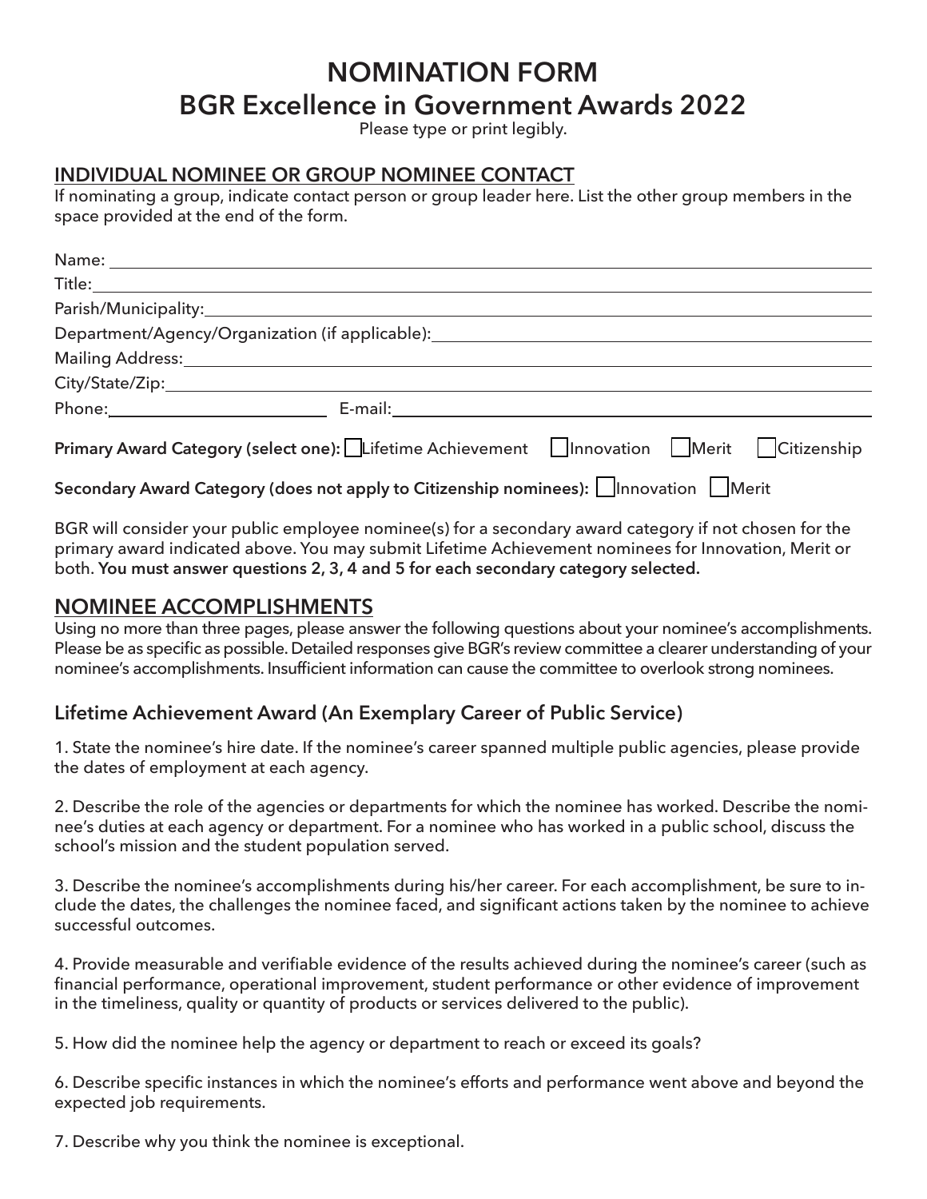# NOMINATION FORM

# BGR Excellence in Government Awards 2022

Please type or print legibly.

## INDIVIDUAL NOMINEE OR GROUP NOMINEE CONTACT

If nominating a group, indicate contact person or group leader here. List the other group members in the space provided at the end of the form.

Name: ______________________________________________

Title: ______________________________________________

Parish/Municipality: ______________________________________________

Department/Agency/Organization (if applicable): ______________________________________________

Mailing Address: ______________________________________________

City/State/Zip: ______________________________________________

Phone: ____________________ E-mail: ______________________________

**Primary Award Category (select one):** ☐ Lifetime Achievement ☐ Innovation ☐ Merit ☐ Citizenship

**Secondary Award Category (does not apply to Citizenship nominees):** ☐ Innovation ☐ Merit

BGR will consider your public employee nominee(s) for a secondary award category if not chosen for the primary award indicated above. You may submit Lifetime Achievement nominees for Innovation, Merit or both. **You must answer questions 2, 3, 4 and 5 for each secondary category selected.**

## NOMINEE ACCOMPLISHMENTS

Using no more than three pages, please answer the following questions about your nominee's accomplishments. Please be as specific as possible. Detailed responses give BGR's review committee a clearer understanding of your nominee's accomplishments. Insufficient information can cause the committee to overlook strong nominees.

### Lifetime Achievement Award (An Exemplary Career of Public Service)

1. State the nominee's hire date. If the nominee's career spanned multiple public agencies, please provide the dates of employment at each agency.

2. Describe the role of the agencies or departments for which the nominee has worked. Describe the nominee's duties at each agency or department. For a nominee who has worked in a public school, discuss the school's mission and the student population served.

3. Describe the nominee's accomplishments during his/her career. For each accomplishment, be sure to include the dates, the challenges the nominee faced, and significant actions taken by the nominee to achieve successful outcomes.

4. Provide measurable and verifiable evidence of the results achieved during the nominee's career (such as financial performance, operational improvement, student performance or other evidence of improvement in the timeliness, quality or quantity of products or services delivered to the public).

5. How did the nominee help the agency or department to reach or exceed its goals?

6. Describe specific instances in which the nominee's efforts and performance went above and beyond the expected job requirements.

7. Describe why you think the nominee is exceptional.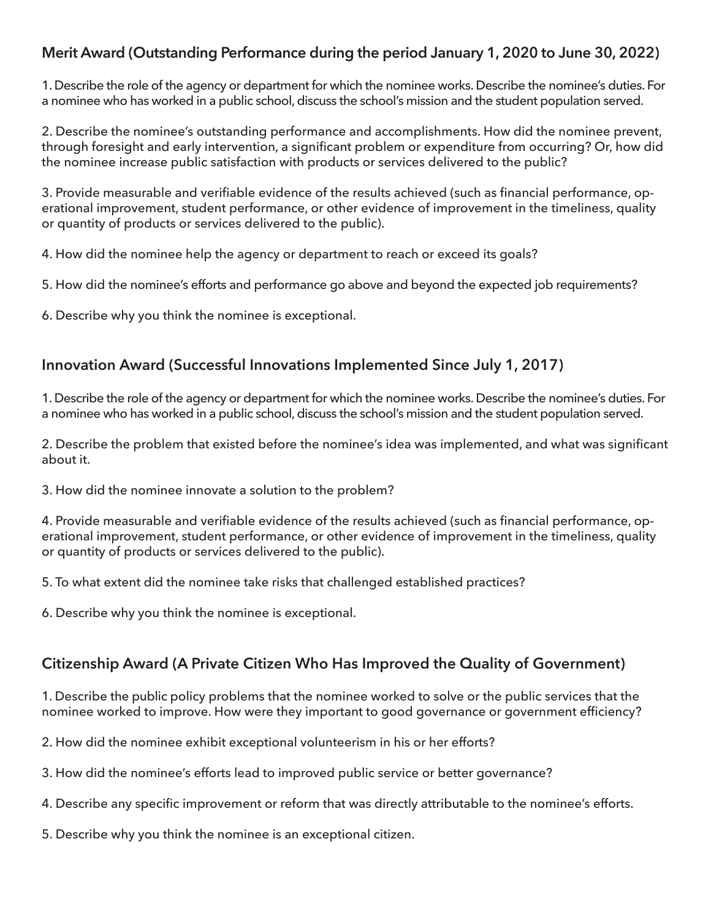## Merit Award (Outstanding Performance during the period January 1, 2020 to June 30, 2022)

1. Describe the role of the agency or department for which the nominee works. Describe the nominee's duties. For a nominee who has worked in a public school, discuss the school's mission and the student population served.

2. Describe the nominee's outstanding performance and accomplishments. How did the nominee prevent, through foresight and early intervention, a significant problem or expenditure from occurring? Or, how did the nominee increase public satisfaction with products or services delivered to the public?

3. Provide measurable and verifiable evidence of the results achieved (such as financial performance, operational improvement, student performance, or other evidence of improvement in the timeliness, quality or quantity of products or services delivered to the public).

4. How did the nominee help the agency or department to reach or exceed its goals?

5. How did the nominee's efforts and performance go above and beyond the expected job requirements?

6. Describe why you think the nominee is exceptional.

## Innovation Award (Successful Innovations Implemented Since July 1, 2017)

1. Describe the role of the agency or department for which the nominee works. Describe the nominee's duties. For a nominee who has worked in a public school, discuss the school's mission and the student population served.

2. Describe the problem that existed before the nominee's idea was implemented, and what was significant about it.

3. How did the nominee innovate a solution to the problem?

4. Provide measurable and verifiable evidence of the results achieved (such as financial performance, operational improvement, student performance, or other evidence of improvement in the timeliness, quality or quantity of products or services delivered to the public).

5. To what extent did the nominee take risks that challenged established practices?

6. Describe why you think the nominee is exceptional.

## Citizenship Award (A Private Citizen Who Has Improved the Quality of Government)

1. Describe the public policy problems that the nominee worked to solve or the public services that the nominee worked to improve. How were they important to good governance or government efficiency?

2. How did the nominee exhibit exceptional volunteerism in his or her efforts?

3. How did the nominee's efforts lead to improved public service or better governance?

4. Describe any specific improvement or reform that was directly attributable to the nominee's efforts.

5. Describe why you think the nominee is an exceptional citizen.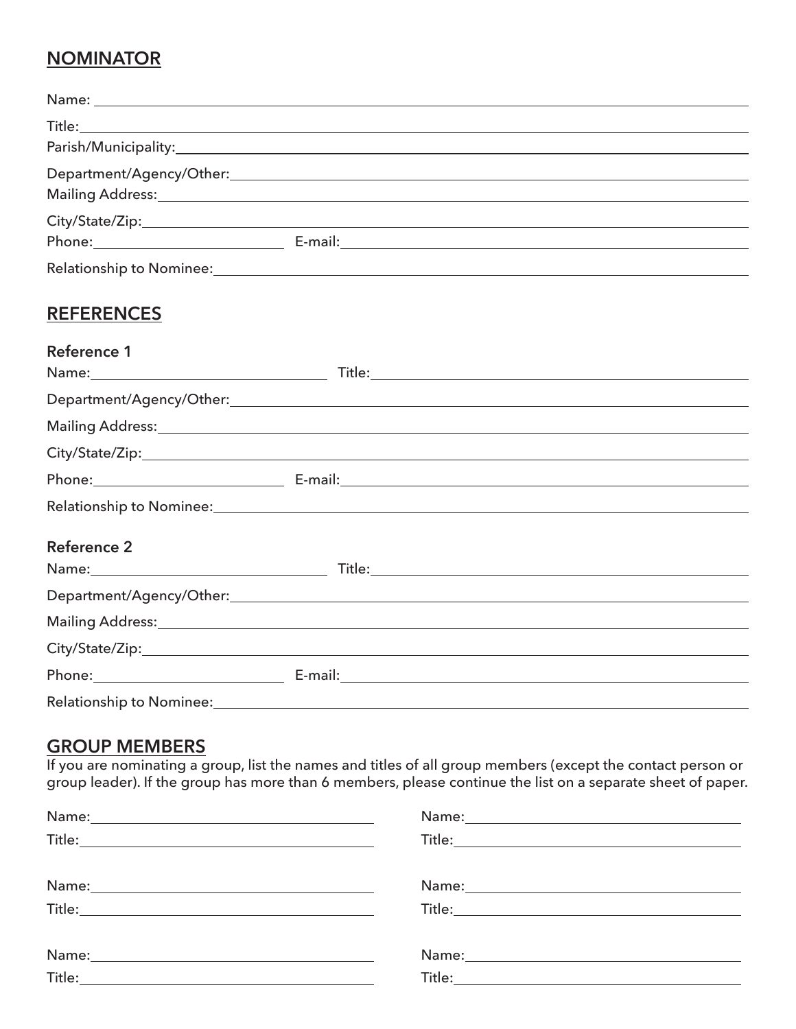## NOMINATOR

Name: \_\_\_\_\_\_\_\_\_\_\_\_\_\_\_\_\_\_\_\_\_\_\_\_\_\_\_\_\_\_\_\_\_\_\_\_\_\_\_\_

Title: \_\_\_\_\_\_\_\_\_\_\_\_\_\_\_\_\_\_\_\_\_\_\_\_\_\_\_\_\_\_\_\_\_\_\_\_\_\_\_\_

Parish/Municipality: \_\_\_\_\_\_\_\_\_\_\_\_\_\_\_\_\_\_\_\_\_\_\_\_\_\_\_\_\_\_\_\_\_\_\_\_\_\_\_\_

Department/Agency/Other: \_\_\_\_\_\_\_\_\_\_\_\_\_\_\_\_\_\_\_\_\_\_\_\_\_\_\_\_\_\_\_\_\_\_\_\_\_\_\_\_

Mailing Address: \_\_\_\_\_\_\_\_\_\_\_\_\_\_\_\_\_\_\_\_\_\_\_\_\_\_\_\_\_\_\_\_\_\_\_\_\_\_\_\_

City/State/Zip: \_\_\_\_\_\_\_\_\_\_\_\_\_\_\_\_\_\_\_\_\_\_\_\_\_\_\_\_\_\_\_\_\_\_\_\_\_\_\_\_

Phone: \_\_\_\_\_\_\_\_\_\_\_\_\_\_\_\_\_\_\_\_ E-mail: \_\_\_\_\_\_\_\_\_\_\_\_\_\_\_\_\_\_\_\_\_\_\_\_\_\_\_\_\_\_

Relationship to Nominee: \_\_\_\_\_\_\_\_\_\_\_\_\_\_\_\_\_\_\_\_\_\_\_\_\_\_\_\_\_\_\_\_\_\_\_\_\_\_\_\_

## REFERENCES

### Reference 1

Name: \_\_\_\_\_\_\_\_\_\_\_\_\_\_\_\_\_\_\_\_\_\_\_\_\_\_ Title: \_\_\_\_\_\_\_\_\_\_\_\_\_\_\_\_\_\_\_\_\_\_\_\_\_\_\_\_\_\_

Department/Agency/Other: \_\_\_\_\_\_\_\_\_\_\_\_\_\_\_\_\_\_\_\_\_\_\_\_\_\_\_\_\_\_\_\_\_\_\_\_\_\_\_\_

Mailing Address: \_\_\_\_\_\_\_\_\_\_\_\_\_\_\_\_\_\_\_\_\_\_\_\_\_\_\_\_\_\_\_\_\_\_\_\_\_\_\_\_

City/State/Zip: \_\_\_\_\_\_\_\_\_\_\_\_\_\_\_\_\_\_\_\_\_\_\_\_\_\_\_\_\_\_\_\_\_\_\_\_\_\_\_\_

Phone: \_\_\_\_\_\_\_\_\_\_\_\_\_\_\_\_\_\_\_\_ E-mail: \_\_\_\_\_\_\_\_\_\_\_\_\_\_\_\_\_\_\_\_\_\_\_\_\_\_\_\_\_\_

Relationship to Nominee: \_\_\_\_\_\_\_\_\_\_\_\_\_\_\_\_\_\_\_\_\_\_\_\_\_\_\_\_\_\_\_\_\_\_\_\_\_\_\_\_

### Reference 2

Name: \_\_\_\_\_\_\_\_\_\_\_\_\_\_\_\_\_\_\_\_\_\_\_\_\_\_ Title: \_\_\_\_\_\_\_\_\_\_\_\_\_\_\_\_\_\_\_\_\_\_\_\_\_\_\_\_\_\_

Department/Agency/Other: \_\_\_\_\_\_\_\_\_\_\_\_\_\_\_\_\_\_\_\_\_\_\_\_\_\_\_\_\_\_\_\_\_\_\_\_\_\_\_\_

Mailing Address: \_\_\_\_\_\_\_\_\_\_\_\_\_\_\_\_\_\_\_\_\_\_\_\_\_\_\_\_\_\_\_\_\_\_\_\_\_\_\_\_

City/State/Zip: \_\_\_\_\_\_\_\_\_\_\_\_\_\_\_\_\_\_\_\_\_\_\_\_\_\_\_\_\_\_\_\_\_\_\_\_\_\_\_\_

Phone: \_\_\_\_\_\_\_\_\_\_\_\_\_\_\_\_\_\_\_\_ E-mail: \_\_\_\_\_\_\_\_\_\_\_\_\_\_\_\_\_\_\_\_\_\_\_\_\_\_\_\_\_\_

Relationship to Nominee: \_\_\_\_\_\_\_\_\_\_\_\_\_\_\_\_\_\_\_\_\_\_\_\_\_\_\_\_\_\_\_\_\_\_\_\_\_\_\_\_

## GROUP MEMBERS

If you are nominating a group, list the names and titles of all group members (except the contact person or group leader). If the group has more than 6 members, please continue the list on a separate sheet of paper.

Name: \_\_\_\_\_\_\_\_\_\_\_\_\_\_\_\_\_\_\_\_\_\_\_\_ Name: \_\_\_\_\_\_\_\_\_\_\_\_\_\_\_\_\_\_\_\_\_\_\_\_

Title: \_\_\_\_\_\_\_\_\_\_\_\_\_\_\_\_\_\_\_\_\_\_\_\_ Title: \_\_\_\_\_\_\_\_\_\_\_\_\_\_\_\_\_\_\_\_\_\_\_\_

Name: \_\_\_\_\_\_\_\_\_\_\_\_\_\_\_\_\_\_\_\_\_\_\_\_ Name: \_\_\_\_\_\_\_\_\_\_\_\_\_\_\_\_\_\_\_\_\_\_\_\_

Title: \_\_\_\_\_\_\_\_\_\_\_\_\_\_\_\_\_\_\_\_\_\_\_\_ Title: \_\_\_\_\_\_\_\_\_\_\_\_\_\_\_\_\_\_\_\_\_\_\_\_

Name: \_\_\_\_\_\_\_\_\_\_\_\_\_\_\_\_\_\_\_\_\_\_\_\_ Name: \_\_\_\_\_\_\_\_\_\_\_\_\_\_\_\_\_\_\_\_\_\_\_\_

Title: \_\_\_\_\_\_\_\_\_\_\_\_\_\_\_\_\_\_\_\_\_\_\_\_ Title: \_\_\_\_\_\_\_\_\_\_\_\_\_\_\_\_\_\_\_\_\_\_\_\_